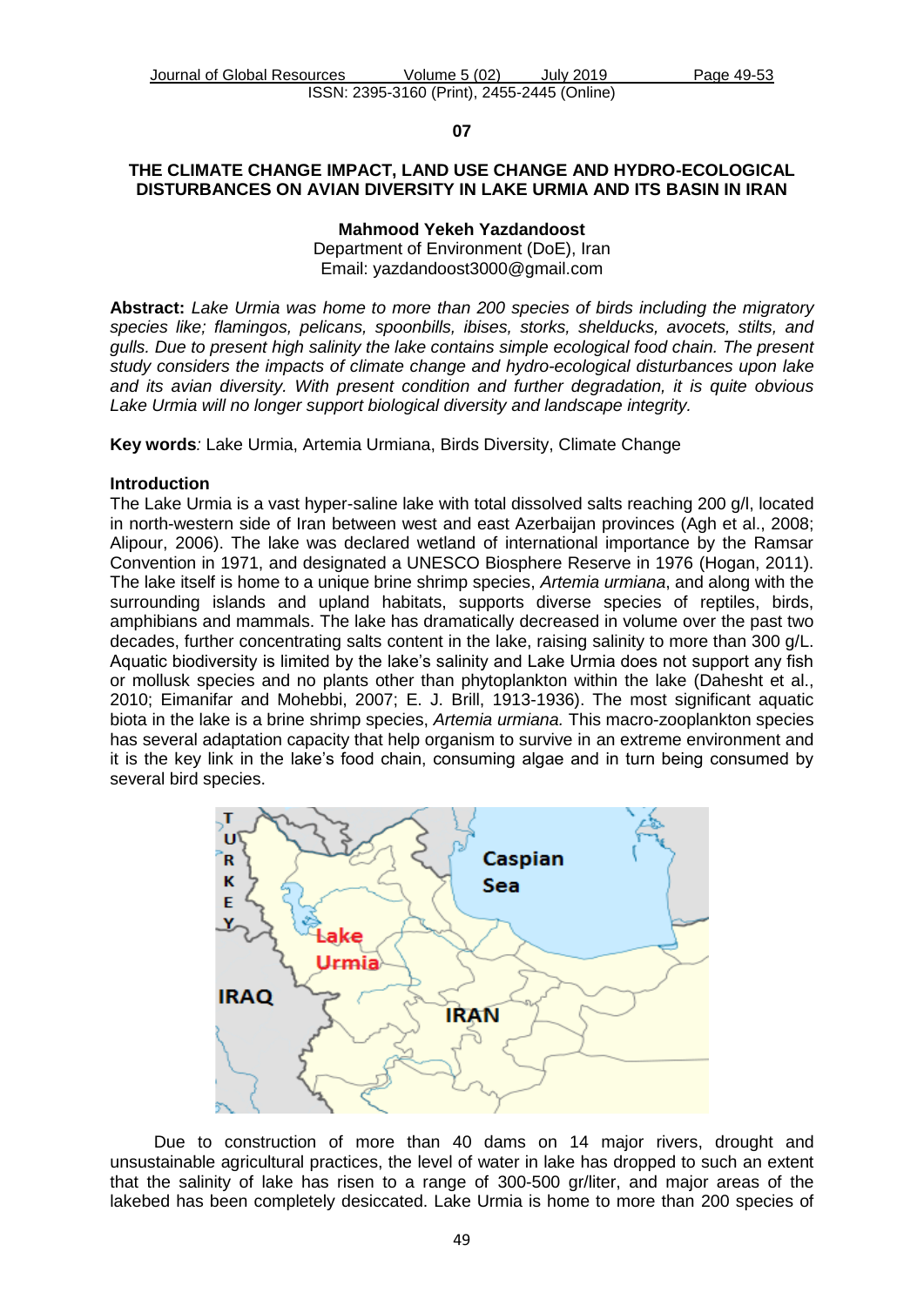07

# THE CLIMATE CHANGE IMPACT, LAND USE CHANGE AND HYDRO-ECOLOGICAL DISTURBANCES ON AVIAN DIVERSITY IN LAKE URMIA AND ITS BASIN IN IRAN

**Mahmood Yekeh Yazdandoost**
Department of Environment (DoE), Iran
Email: yazdandoost3000@gmail.com

**Abstract:** *Lake Urmia was home to more than 200 species of birds including the migratory species like; flamingos, pelicans, spoonbills, ibises, storks, shelducks, avocets, stilts, and gulls. Due to present high salinity the lake contains simple ecological food chain. The present study considers the impacts of climate change and hydro-ecological disturbances upon lake and its avian diversity. With present condition and further degradation, it is quite obvious Lake Urmia will no longer support biological diversity and landscape integrity.*

**Key words***:* Lake Urmia, Artemia Urmiana, Birds Diversity, Climate Change

## Introduction

The Lake Urmia is a vast hyper-saline lake with total dissolved salts reaching 200 g/l, located in north-western side of Iran between west and east Azerbaijan provinces (Agh et al., 2008; Alipour, 2006). The lake was declared wetland of international importance by the Ramsar Convention in 1971, and designated a UNESCO Biosphere Reserve in 1976 (Hogan, 2011). The lake itself is home to a unique brine shrimp species, *Artemia urmiana*, and along with the surrounding islands and upland habitats, supports diverse species of reptiles, birds, amphibians and mammals. The lake has dramatically decreased in volume over the past two decades, further concentrating salts content in the lake, raising salinity to more than 300 g/L. Aquatic biodiversity is limited by the lake's salinity and Lake Urmia does not support any fish or mollusk species and no plants other than phytoplankton within the lake (Dahesht et al., 2010; Eimanifar and Mohebbi, 2007; E. J. Brill, 1913-1936). The most significant aquatic biota in the lake is a brine shrimp species, *Artemia urmiana.* This macro-zooplankton species has several adaptation capacity that help organism to survive in an extreme environment and it is the key link in the lake's food chain, consuming algae and in turn being consumed by several bird species.

Due to construction of more than 40 dams on 14 major rivers, drought and unsustainable agricultural practices, the level of water in lake has dropped to such an extent that the salinity of lake has risen to a range of 300-500 gr/liter, and major areas of the lakebed has been completely desiccated. Lake Urmia is home to more than 200 species of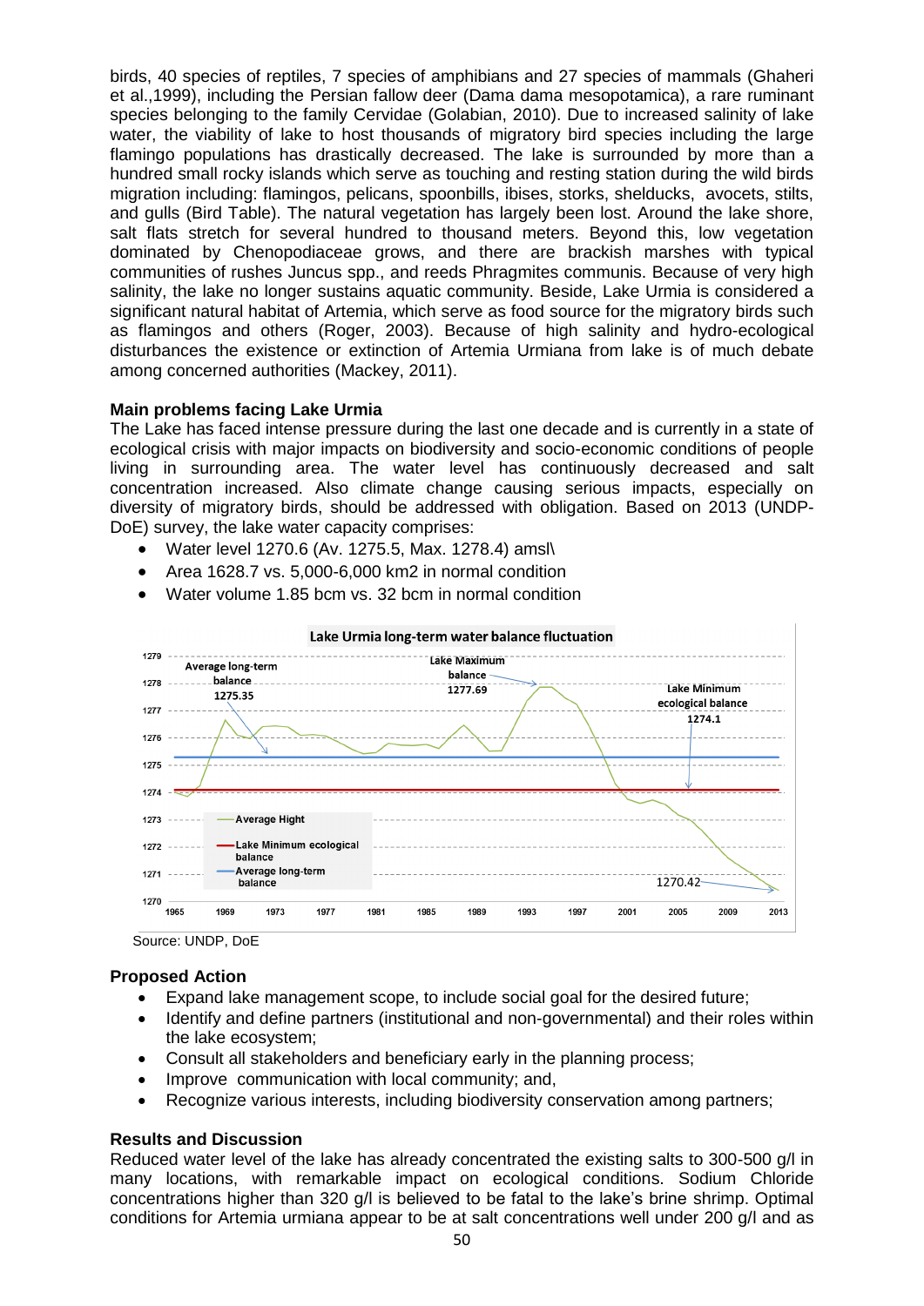birds, 40 species of reptiles, 7 species of amphibians and 27 species of mammals (Ghaheri et al.,1999), including the Persian fallow deer (Dama dama mesopotamica), a rare ruminant species belonging to the family Cervidae (Golabian, 2010). Due to increased salinity of lake water, the viability of lake to host thousands of migratory bird species including the large flamingo populations has drastically decreased. The lake is surrounded by more than a hundred small rocky islands which serve as touching and resting station during the wild birds migration including: flamingos, pelicans, spoonbills, ibises, storks, shelducks, avocets, stilts, and gulls (Bird Table). The natural vegetation has largely been lost. Around the lake shore, salt flats stretch for several hundred to thousand meters. Beyond this, low vegetation dominated by Chenopodiaceae grows, and there are brackish marshes with typical communities of rushes Juncus spp., and reeds Phragmites communis. Because of very high salinity, the lake no longer sustains aquatic community. Beside, Lake Urmia is considered a significant natural habitat of Artemia, which serve as food source for the migratory birds such as flamingos and others (Roger, 2003). Because of high salinity and hydro-ecological disturbances the existence or extinction of Artemia Urmiana from lake is of much debate among concerned authorities (Mackey, 2011).

**Main problems facing Lake Urmia**

The Lake has faced intense pressure during the last one decade and is currently in a state of ecological crisis with major impacts on biodiversity and socio-economic conditions of people living in surrounding area. The water level has continuously decreased and salt concentration increased. Also climate change causing serious impacts, especially on diversity of migratory birds, should be addressed with obligation. Based on 2013 (UNDP-DoE) survey, the lake water capacity comprises:

- Water level 1270.6 (Av. 1275.5, Max. 1278.4) amsl\
- Area 1628.7 vs. 5,000-6,000 km2 in normal condition
- Water volume 1.85 bcm vs. 32 bcm in normal condition

Lake Urmia long-term water balance fluctuation

Source: UNDP, DoE

**Proposed Action**

- Expand lake management scope, to include social goal for the desired future;
- Identify and define partners (institutional and non-governmental) and their roles within the lake ecosystem;
- Consult all stakeholders and beneficiary early in the planning process;
- Improve communication with local community; and,
- Recognize various interests, including biodiversity conservation among partners;

**Results and Discussion**

Reduced water level of the lake has already concentrated the existing salts to 300-500 g/l in many locations, with remarkable impact on ecological conditions. Sodium Chloride concentrations higher than 320 g/l is believed to be fatal to the lake's brine shrimp. Optimal conditions for Artemia urmiana appear to be at salt concentrations well under 200 g/l and as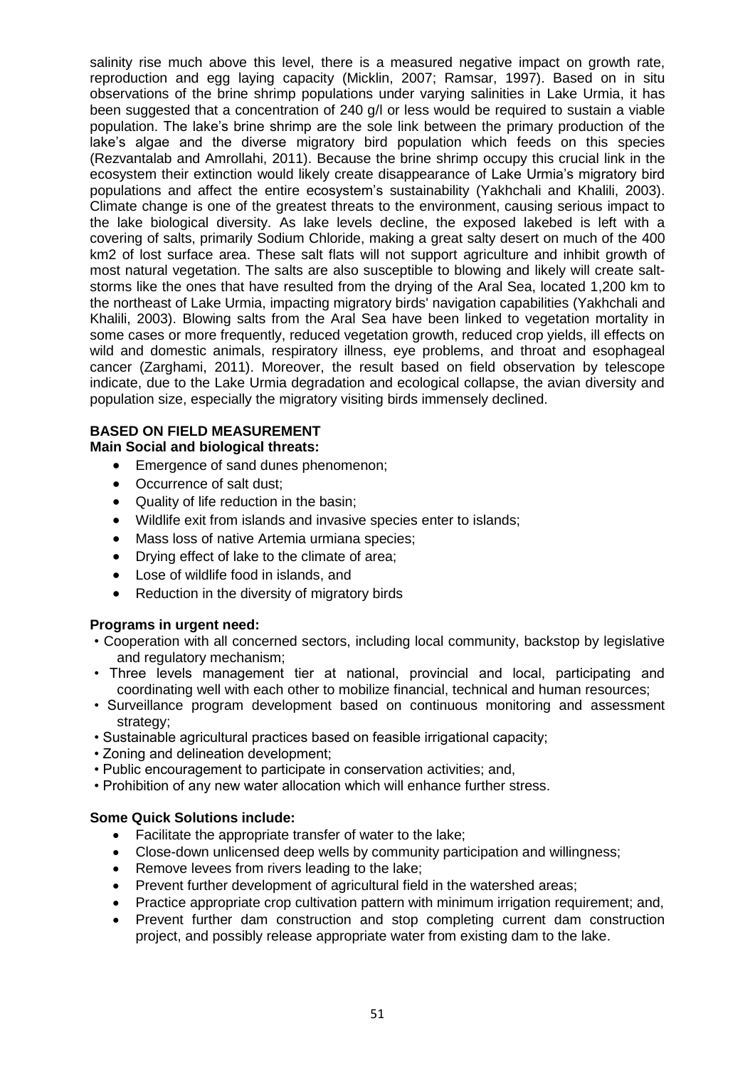salinity rise much above this level, there is a measured negative impact on growth rate, reproduction and egg laying capacity (Micklin, 2007; Ramsar, 1997). Based on in situ observations of the brine shrimp populations under varying salinities in Lake Urmia, it has been suggested that a concentration of 240 g/l or less would be required to sustain a viable population. The lake's brine shrimp are the sole link between the primary production of the lake's algae and the diverse migratory bird population which feeds on this species (Rezvantalab and Amrollahi, 2011). Because the brine shrimp occupy this crucial link in the ecosystem their extinction would likely create disappearance of Lake Urmia's migratory bird populations and affect the entire ecosystem's sustainability (Yakhchali and Khalili, 2003). Climate change is one of the greatest threats to the environment, causing serious impact to the lake biological diversity. As lake levels decline, the exposed lakebed is left with a covering of salts, primarily Sodium Chloride, making a great salty desert on much of the 400 km2 of lost surface area. These salt flats will not support agriculture and inhibit growth of most natural vegetation. The salts are also susceptible to blowing and likely will create salt-storms like the ones that have resulted from the drying of the Aral Sea, located 1,200 km to the northeast of Lake Urmia, impacting migratory birds' navigation capabilities (Yakhchali and Khalili, 2003). Blowing salts from the Aral Sea have been linked to vegetation mortality in some cases or more frequently, reduced vegetation growth, reduced crop yields, ill effects on wild and domestic animals, respiratory illness, eye problems, and throat and esophageal cancer (Zarghami, 2011). Moreover, the result based on field observation by telescope indicate, due to the Lake Urmia degradation and ecological collapse, the avian diversity and population size, especially the migratory visiting birds immensely declined.

**BASED ON FIELD MEASUREMENT**

**Main Social and biological threats:**

- Emergence of sand dunes phenomenon;
- Occurrence of salt dust;
- Quality of life reduction in the basin;
- Wildlife exit from islands and invasive species enter to islands;
- Mass loss of native Artemia urmiana species;
- Drying effect of lake to the climate of area;
- Lose of wildlife food in islands, and
- Reduction in the diversity of migratory birds

**Programs in urgent need:**

- Cooperation with all concerned sectors, including local community, backstop by legislative and regulatory mechanism;
- Three levels management tier at national, provincial and local, participating and coordinating well with each other to mobilize financial, technical and human resources;
- Surveillance program development based on continuous monitoring and assessment strategy;
- Sustainable agricultural practices based on feasible irrigational capacity;
- Zoning and delineation development;
- Public encouragement to participate in conservation activities; and,
- Prohibition of any new water allocation which will enhance further stress.

**Some Quick Solutions include:**

- Facilitate the appropriate transfer of water to the lake;
- Close-down unlicensed deep wells by community participation and willingness;
- Remove levees from rivers leading to the lake;
- Prevent further development of agricultural field in the watershed areas;
- Practice appropriate crop cultivation pattern with minimum irrigation requirement; and,
- Prevent further dam construction and stop completing current dam construction project, and possibly release appropriate water from existing dam to the lake.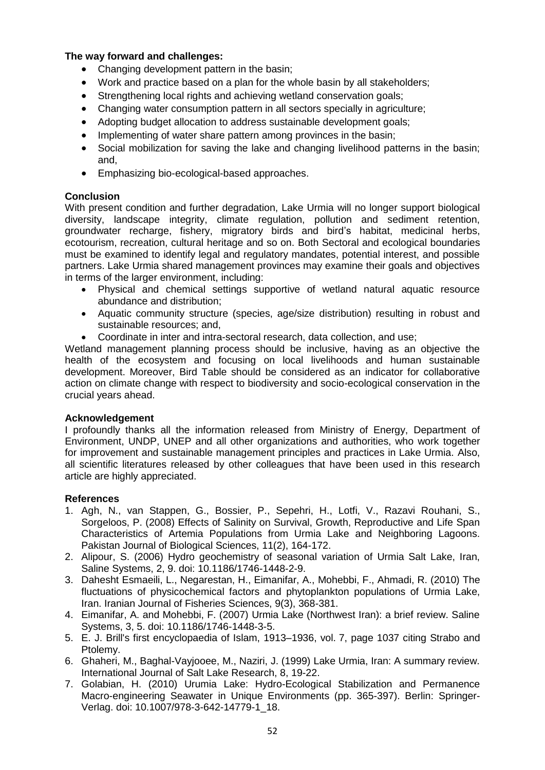**The way forward and challenges:**

- Changing development pattern in the basin;
- Work and practice based on a plan for the whole basin by all stakeholders;
- Strengthening local rights and achieving wetland conservation goals;
- Changing water consumption pattern in all sectors specially in agriculture;
- Adopting budget allocation to address sustainable development goals;
- Implementing of water share pattern among provinces in the basin;
- Social mobilization for saving the lake and changing livelihood patterns in the basin; and,
- Emphasizing bio-ecological-based approaches.

**Conclusion**

With present condition and further degradation, Lake Urmia will no longer support biological diversity, landscape integrity, climate regulation, pollution and sediment retention, groundwater recharge, fishery, migratory birds and bird's habitat, medicinal herbs, ecotourism, recreation, cultural heritage and so on. Both Sectoral and ecological boundaries must be examined to identify legal and regulatory mandates, potential interest, and possible partners. Lake Urmia shared management provinces may examine their goals and objectives in terms of the larger environment, including:

- Physical and chemical settings supportive of wetland natural aquatic resource abundance and distribution;
- Aquatic community structure (species, age/size distribution) resulting in robust and sustainable resources; and,
- Coordinate in inter and intra-sectoral research, data collection, and use;

Wetland management planning process should be inclusive, having as an objective the health of the ecosystem and focusing on local livelihoods and human sustainable development. Moreover, Bird Table should be considered as an indicator for collaborative action on climate change with respect to biodiversity and socio-ecological conservation in the crucial years ahead.

**Acknowledgement**

I profoundly thanks all the information released from Ministry of Energy, Department of Environment, UNDP, UNEP and all other organizations and authorities, who work together for improvement and sustainable management principles and practices in Lake Urmia. Also, all scientific literatures released by other colleagues that have been used in this research article are highly appreciated.

**References**

1. Agh, N., van Stappen, G., Bossier, P., Sepehri, H., Lotfi, V., Razavi Rouhani, S., Sorgeloos, P. (2008) Effects of Salinity on Survival, Growth, Reproductive and Life Span Characteristics of Artemia Populations from Urmia Lake and Neighboring Lagoons. Pakistan Journal of Biological Sciences, 11(2), 164-172.
2. Alipour, S. (2006) Hydro geochemistry of seasonal variation of Urmia Salt Lake, Iran, Saline Systems, 2, 9. doi: 10.1186/1746-1448-2-9.
3. Dahesht Esmaeili, L., Negarestan, H., Eimanifar, A., Mohebbi, F., Ahmadi, R. (2010) The fluctuations of physicochemical factors and phytoplankton populations of Urmia Lake, Iran. Iranian Journal of Fisheries Sciences, 9(3), 368-381.
4. Eimanifar, A. and Mohebbi, F. (2007) Urmia Lake (Northwest Iran): a brief review. Saline Systems, 3, 5. doi: 10.1186/1746-1448-3-5.
5. E. J. Brill's first encyclopaedia of Islam, 1913–1936, vol. 7, page 1037 citing Strabo and Ptolemy.
6. Ghaheri, M., Baghal-Vayjooee, M., Naziri, J. (1999) Lake Urmia, Iran: A summary review. International Journal of Salt Lake Research, 8, 19-22.
7. Golabian, H. (2010) Urumia Lake: Hydro-Ecological Stabilization and Permanence Macro-engineering Seawater in Unique Environments (pp. 365-397). Berlin: Springer-Verlag. doi: 10.1007/978-3-642-14779-1_18.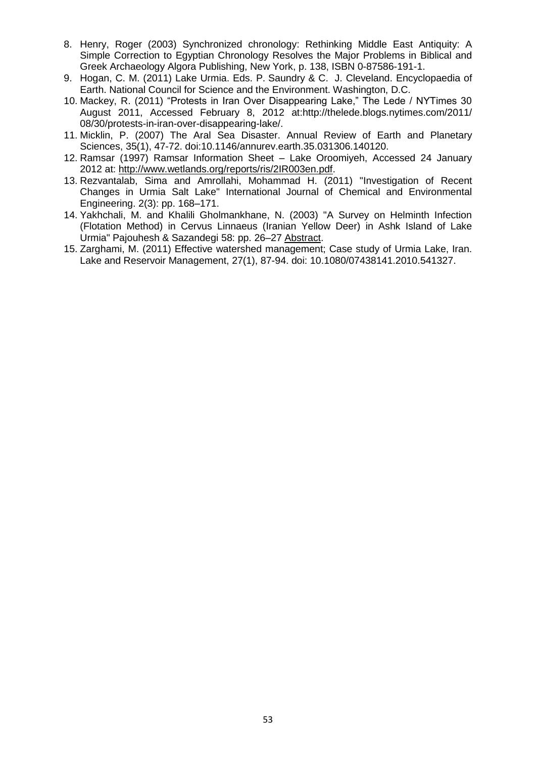8. Henry, Roger (2003) Synchronized chronology: Rethinking Middle East Antiquity: A Simple Correction to Egyptian Chronology Resolves the Major Problems in Biblical and Greek Archaeology Algora Publishing, New York, p. 138, ISBN 0-87586-191-1.
9. Hogan, C. M. (2011) Lake Urmia. Eds. P. Saundry & C. J. Cleveland. Encyclopaedia of Earth. National Council for Science and the Environment. Washington, D.C.
10. Mackey, R. (2011) "Protests in Iran Over Disappearing Lake," The Lede / NYTimes 30 August 2011, Accessed February 8, 2012 at:http://thelede.blogs.nytimes.com/2011/08/30/protests-in-iran-over-disappearing-lake/.
11. Micklin, P. (2007) The Aral Sea Disaster. Annual Review of Earth and Planetary Sciences, 35(1), 47-72. doi:10.1146/annurev.earth.35.031306.140120.
12. Ramsar (1997) Ramsar Information Sheet – Lake Oroomiyeh, Accessed 24 January 2012 at: http://www.wetlands.org/reports/ris/2IR003en.pdf.
13. Rezvantalab, Sima and Amrollahi, Mohammad H. (2011) "Investigation of Recent Changes in Urmia Salt Lake" International Journal of Chemical and Environmental Engineering. 2(3): pp. 168–171.
14. Yakhchali, M. and Khalili Gholmankhane, N. (2003) "A Survey on Helminth Infection (Flotation Method) in Cervus Linnaeus (Iranian Yellow Deer) in Ashk Island of Lake Urmia" Pajouhesh & Sazandegi 58: pp. 26–27 Abstract.
15. Zarghami, M. (2011) Effective watershed management; Case study of Urmia Lake, Iran. Lake and Reservoir Management, 27(1), 87-94. doi: 10.1080/07438141.2010.541327.